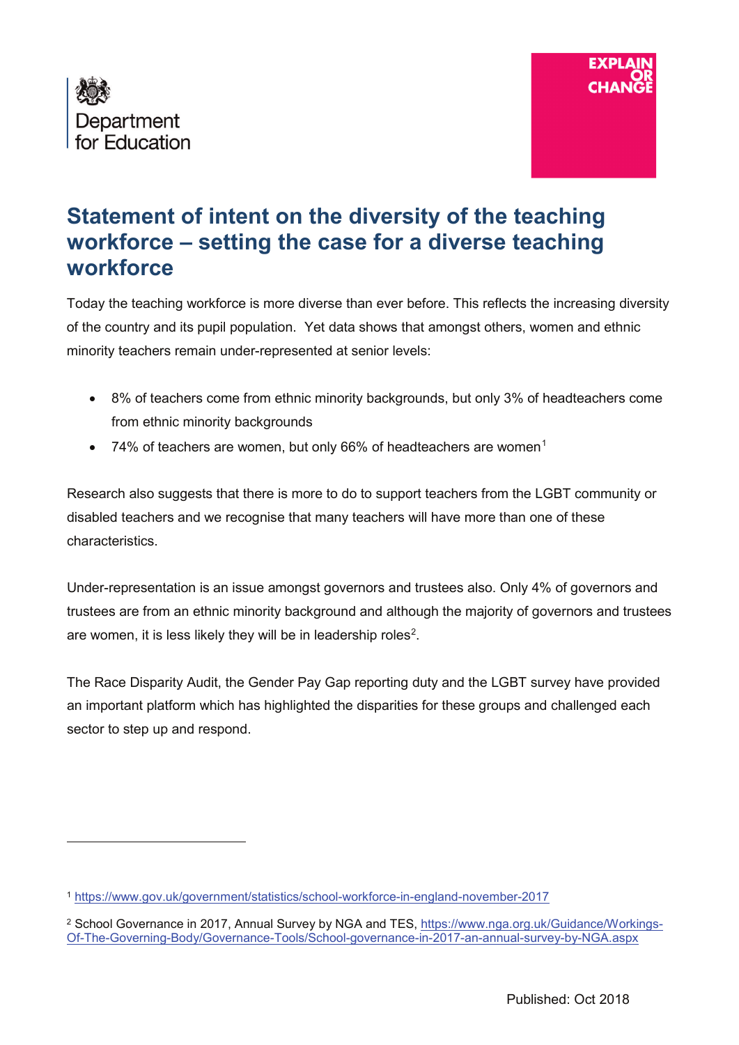Department for Education

EXPLAIN OR CHANGE

# Statement of intent on the diversity of the teaching workforce – setting the case for a diverse teaching workforce

Today the teaching workforce is more diverse than ever before. This reflects the increasing diversity of the country and its pupil population. Yet data shows that amongst others, women and ethnic minority teachers remain under-represented at senior levels:

- 8% of teachers come from ethnic minority backgrounds, but only 3% of headteachers come from ethnic minority backgrounds
- 74% of teachers are women, but only 66% of headteachers are women[1]

Research also suggests that there is more to do to support teachers from the LGBT community or disabled teachers and we recognise that many teachers will have more than one of these characteristics.

Under-representation is an issue amongst governors and trustees also. Only 4% of governors and trustees are from an ethnic minority background and although the majority of governors and trustees are women, it is less likely they will be in leadership roles[2].

The Race Disparity Audit, the Gender Pay Gap reporting duty and the LGBT survey have provided an important platform which has highlighted the disparities for these groups and challenged each sector to step up and respond.

---

[1] https://www.gov.uk/government/statistics/school-workforce-in-england-november-2017

[2] School Governance in 2017, Annual Survey by NGA and TES, https://www.nga.org.uk/Guidance/Workings-Of-The-Governing-Body/Governance-Tools/School-governance-in-2017-an-annual-survey-by-NGA.aspx

Published: Oct 2018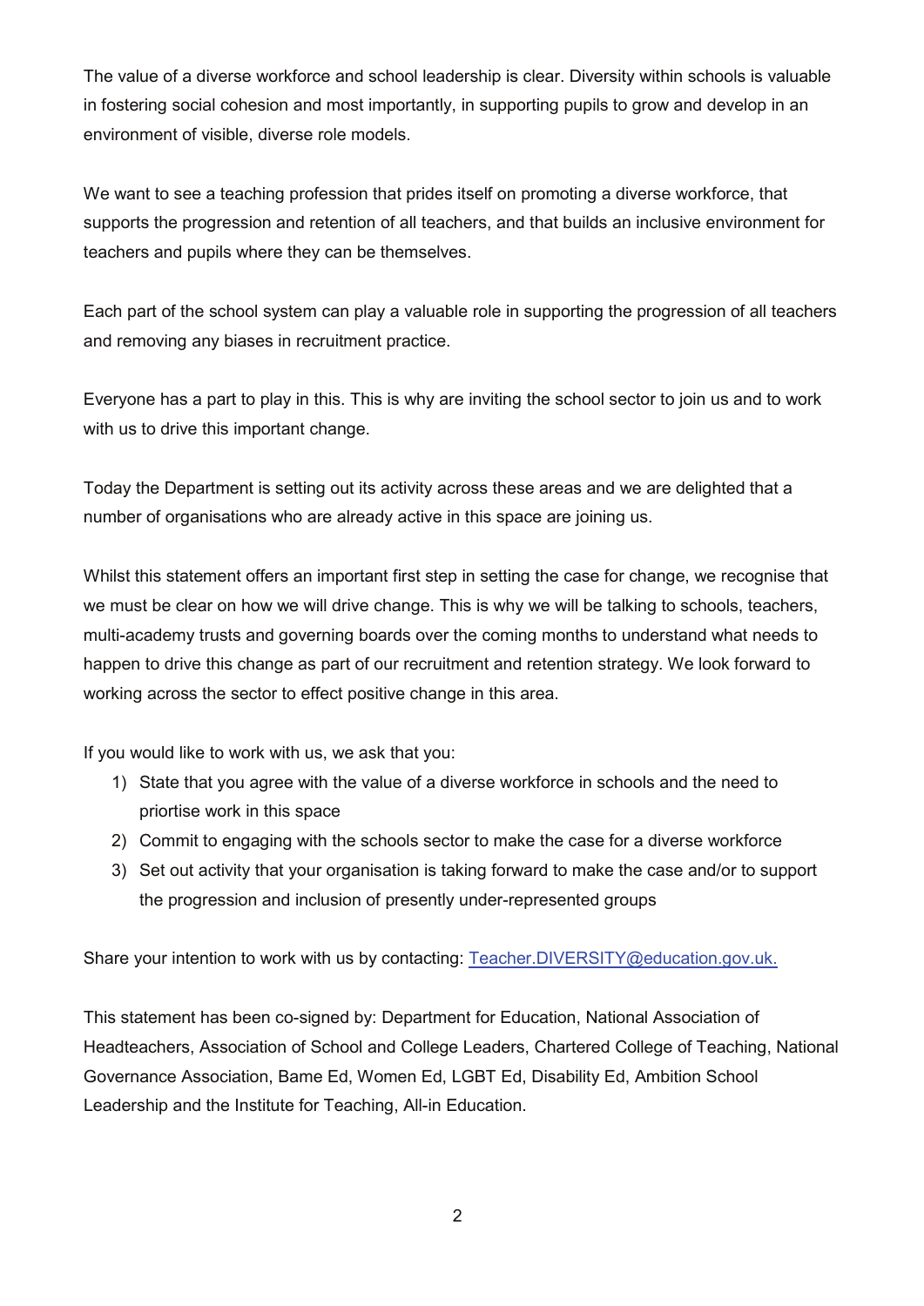The value of a diverse workforce and school leadership is clear. Diversity within schools is valuable in fostering social cohesion and most importantly, in supporting pupils to grow and develop in an environment of visible, diverse role models.

We want to see a teaching profession that prides itself on promoting a diverse workforce, that supports the progression and retention of all teachers, and that builds an inclusive environment for teachers and pupils where they can be themselves.

Each part of the school system can play a valuable role in supporting the progression of all teachers and removing any biases in recruitment practice.

Everyone has a part to play in this. This is why are inviting the school sector to join us and to work with us to drive this important change.

Today the Department is setting out its activity across these areas and we are delighted that a number of organisations who are already active in this space are joining us.

Whilst this statement offers an important first step in setting the case for change, we recognise that we must be clear on how we will drive change. This is why we will be talking to schools, teachers, multi-academy trusts and governing boards over the coming months to understand what needs to happen to drive this change as part of our recruitment and retention strategy. We look forward to working across the sector to effect positive change in this area.

If you would like to work with us, we ask that you:

1) State that you agree with the value of a diverse workforce in schools and the need to priortise work in this space
2) Commit to engaging with the schools sector to make the case for a diverse workforce
3) Set out activity that your organisation is taking forward to make the case and/or to support the progression and inclusion of presently under-represented groups

Share your intention to work with us by contacting: [Teacher.DIVERSITY@education.gov.uk.](mailto:Teacher.DIVERSITY@education.gov.uk)

This statement has been co-signed by: Department for Education, National Association of Headteachers, Association of School and College Leaders, Chartered College of Teaching, National Governance Association, Bame Ed, Women Ed, LGBT Ed, Disability Ed, Ambition School Leadership and the Institute for Teaching, All-in Education.